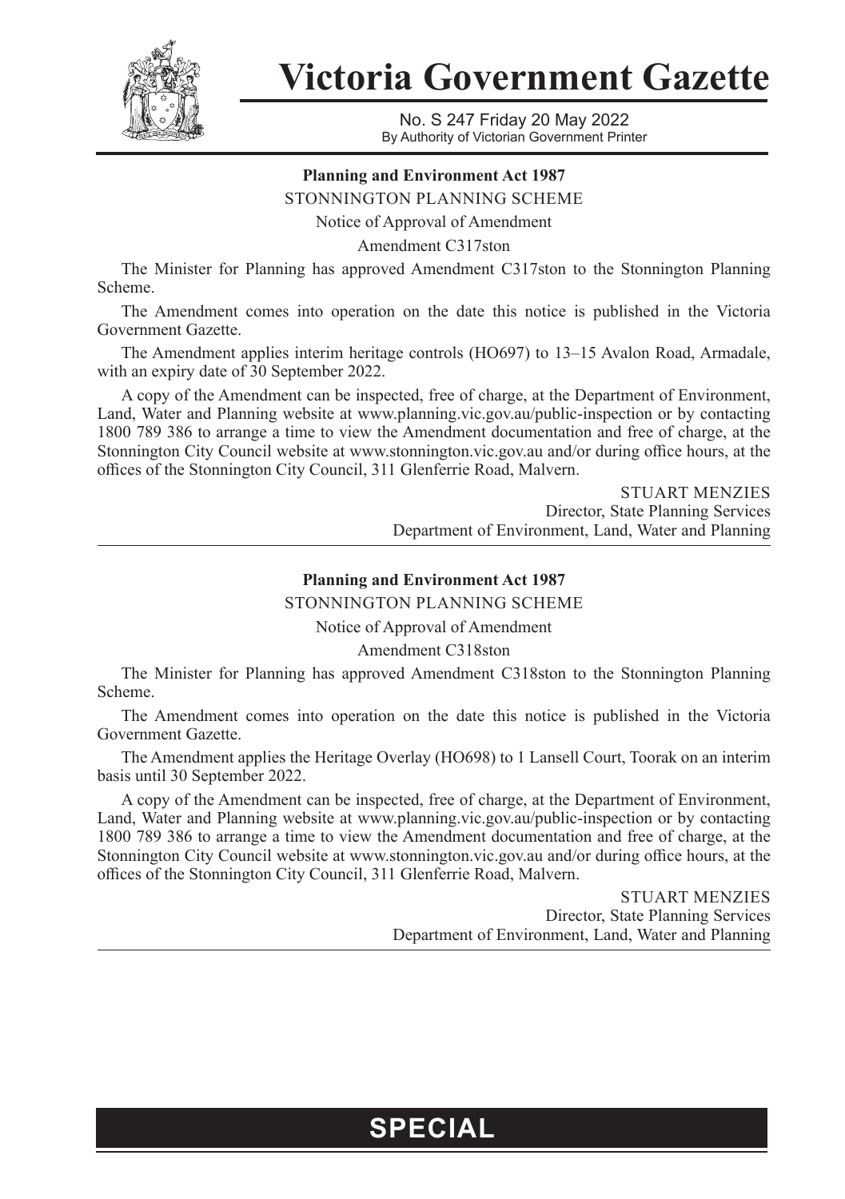# Victoria Government Gazette

No. S 247 Friday 20 May 2022
By Authority of Victorian Government Printer

**Planning and Environment Act 1987**

STONNINGTON PLANNING SCHEME

Notice of Approval of Amendment

Amendment C317ston

The Minister for Planning has approved Amendment C317ston to the Stonnington Planning Scheme.

The Amendment comes into operation on the date this notice is published in the Victoria Government Gazette.

The Amendment applies interim heritage controls (HO697) to 13–15 Avalon Road, Armadale, with an expiry date of 30 September 2022.

A copy of the Amendment can be inspected, free of charge, at the Department of Environment, Land, Water and Planning website at www.planning.vic.gov.au/public-inspection or by contacting 1800 789 386 to arrange a time to view the Amendment documentation and free of charge, at the Stonnington City Council website at www.stonnington.vic.gov.au and/or during office hours, at the offices of the Stonnington City Council, 311 Glenferrie Road, Malvern.

STUART MENZIES
Director, State Planning Services
Department of Environment, Land, Water and Planning

---

**Planning and Environment Act 1987**

STONNINGTON PLANNING SCHEME

Notice of Approval of Amendment

Amendment C318ston

The Minister for Planning has approved Amendment C318ston to the Stonnington Planning Scheme.

The Amendment comes into operation on the date this notice is published in the Victoria Government Gazette.

The Amendment applies the Heritage Overlay (HO698) to 1 Lansell Court, Toorak on an interim basis until 30 September 2022.

A copy of the Amendment can be inspected, free of charge, at the Department of Environment, Land, Water and Planning website at www.planning.vic.gov.au/public-inspection or by contacting 1800 789 386 to arrange a time to view the Amendment documentation and free of charge, at the Stonnington City Council website at www.stonnington.vic.gov.au and/or during office hours, at the offices of the Stonnington City Council, 311 Glenferrie Road, Malvern.

STUART MENZIES
Director, State Planning Services
Department of Environment, Land, Water and Planning

---

**SPECIAL**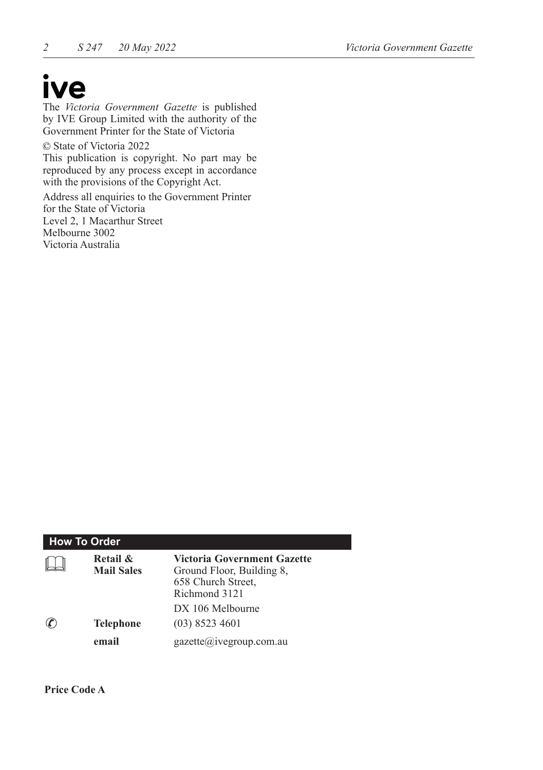ive

The *Victoria Government Gazette* is published by IVE Group Limited with the authority of the Government Printer for the State of Victoria

© State of Victoria 2022

This publication is copyright. No part may be reproduced by any process except in accordance with the provisions of the Copyright Act.

Address all enquiries to the Government Printer for the State of Victoria
Level 2, 1 Macarthur Street
Melbourne 3002
Victoria Australia

**How To Order**

| | | |
|---|---|---|
| | **Retail & Mail Sales** | **Victoria Government Gazette**<br>Ground Floor, Building 8,<br>658 Church Street,<br>Richmond 3121 |
| | | DX 106 Melbourne |
| | **Telephone** | (03) 8523 4601 |
| | **email** | gazette@ivegroup.com.au |

**Price Code A**